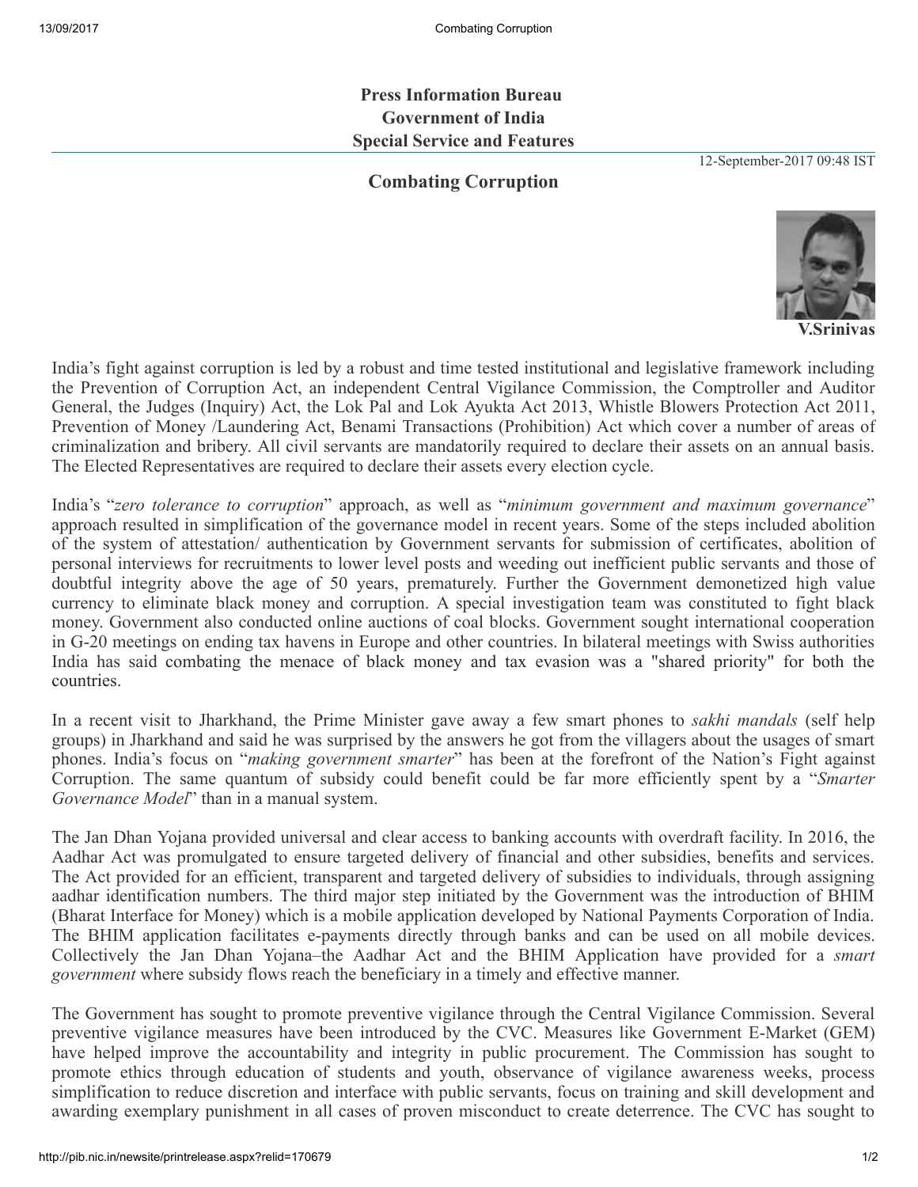**Press Information Bureau**
**Government of India**
**Special Service and Features**

12-September-2017 09:48 IST

# Combating Corruption

**V.Srinivas**

India's fight against corruption is led by a robust and time tested institutional and legislative framework including the Prevention of Corruption Act, an independent Central Vigilance Commission, the Comptroller and Auditor General, the Judges (Inquiry) Act, the Lok Pal and Lok Ayukta Act 2013, Whistle Blowers Protection Act 2011, Prevention of Money /Laundering Act, Benami Transactions (Prohibition) Act which cover a number of areas of criminalization and bribery. All civil servants are mandatorily required to declare their assets on an annual basis. The Elected Representatives are required to declare their assets every election cycle.

India's "*zero tolerance to corruption*" approach, as well as "*minimum government and maximum governance*" approach resulted in simplification of the governance model in recent years. Some of the steps included abolition of the system of attestation/ authentication by Government servants for submission of certificates, abolition of personal interviews for recruitments to lower level posts and weeding out inefficient public servants and those of doubtful integrity above the age of 50 years, prematurely. Further the Government demonetized high value currency to eliminate black money and corruption. A special investigation team was constituted to fight black money. Government also conducted online auctions of coal blocks. Government sought international cooperation in G-20 meetings on ending tax havens in Europe and other countries. In bilateral meetings with Swiss authorities India has said combating the menace of black money and tax evasion was a "shared priority" for both the countries.

In a recent visit to Jharkhand, the Prime Minister gave away a few smart phones to *sakhi mandals* (self help groups) in Jharkhand and said he was surprised by the answers he got from the villagers about the usages of smart phones. India's focus on "*making government smarter*" has been at the forefront of the Nation's Fight against Corruption. The same quantum of subsidy could benefit could be far more efficiently spent by a "*Smarter Governance Model*" than in a manual system.

The Jan Dhan Yojana provided universal and clear access to banking accounts with overdraft facility. In 2016, the Aadhar Act was promulgated to ensure targeted delivery of financial and other subsidies, benefits and services. The Act provided for an efficient, transparent and targeted delivery of subsidies to individuals, through assigning aadhar identification numbers. The third major step initiated by the Government was the introduction of BHIM (Bharat Interface for Money) which is a mobile application developed by National Payments Corporation of India. The BHIM application facilitates e-payments directly through banks and can be used on all mobile devices. Collectively the Jan Dhan Yojana–the Aadhar Act and the BHIM Application have provided for a *smart government* where subsidy flows reach the beneficiary in a timely and effective manner.

The Government has sought to promote preventive vigilance through the Central Vigilance Commission. Several preventive vigilance measures have been introduced by the CVC. Measures like Government E-Market (GEM) have helped improve the accountability and integrity in public procurement. The Commission has sought to promote ethics through education of students and youth, observance of vigilance awareness weeks, process simplification to reduce discretion and interface with public servants, focus on training and skill development and awarding exemplary punishment in all cases of proven misconduct to create deterrence. The CVC has sought to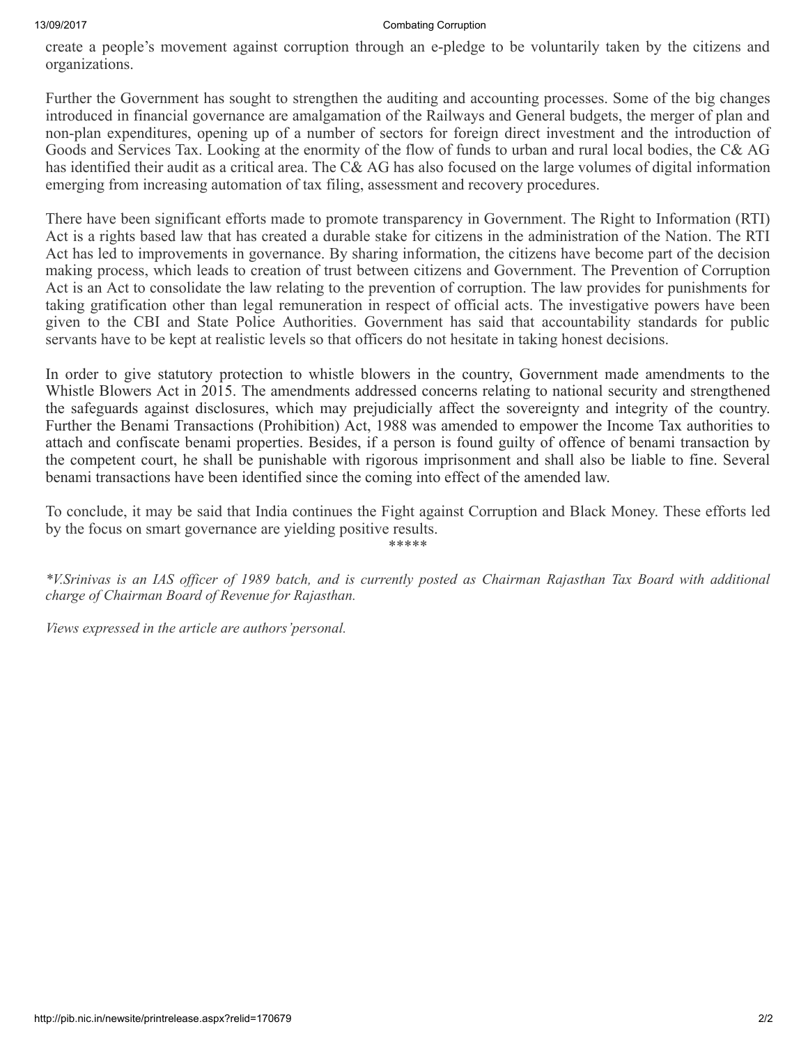create a people's movement against corruption through an e-pledge to be voluntarily taken by the citizens and organizations.

Further the Government has sought to strengthen the auditing and accounting processes. Some of the big changes introduced in financial governance are amalgamation of the Railways and General budgets, the merger of plan and non-plan expenditures, opening up of a number of sectors for foreign direct investment and the introduction of Goods and Services Tax. Looking at the enormity of the flow of funds to urban and rural local bodies, the C& AG has identified their audit as a critical area. The C& AG has also focused on the large volumes of digital information emerging from increasing automation of tax filing, assessment and recovery procedures.

There have been significant efforts made to promote transparency in Government. The Right to Information (RTI) Act is a rights based law that has created a durable stake for citizens in the administration of the Nation. The RTI Act has led to improvements in governance. By sharing information, the citizens have become part of the decision making process, which leads to creation of trust between citizens and Government. The Prevention of Corruption Act is an Act to consolidate the law relating to the prevention of corruption. The law provides for punishments for taking gratification other than legal remuneration in respect of official acts. The investigative powers have been given to the CBI and State Police Authorities. Government has said that accountability standards for public servants have to be kept at realistic levels so that officers do not hesitate in taking honest decisions.

In order to give statutory protection to whistle blowers in the country, Government made amendments to the Whistle Blowers Act in 2015. The amendments addressed concerns relating to national security and strengthened the safeguards against disclosures, which may prejudicially affect the sovereignty and integrity of the country. Further the Benami Transactions (Prohibition) Act, 1988 was amended to empower the Income Tax authorities to attach and confiscate benami properties. Besides, if a person is found guilty of offence of benami transaction by the competent court, he shall be punishable with rigorous imprisonment and shall also be liable to fine. Several benami transactions have been identified since the coming into effect of the amended law.

To conclude, it may be said that India continues the Fight against Corruption and Black Money. These efforts led by the focus on smart governance are yielding positive results.

*****

*\*V.Srinivas is an IAS officer of 1989 batch, and is currently posted as Chairman Rajasthan Tax Board with additional charge of Chairman Board of Revenue for Rajasthan.*

*Views expressed in the article are authors' personal.*